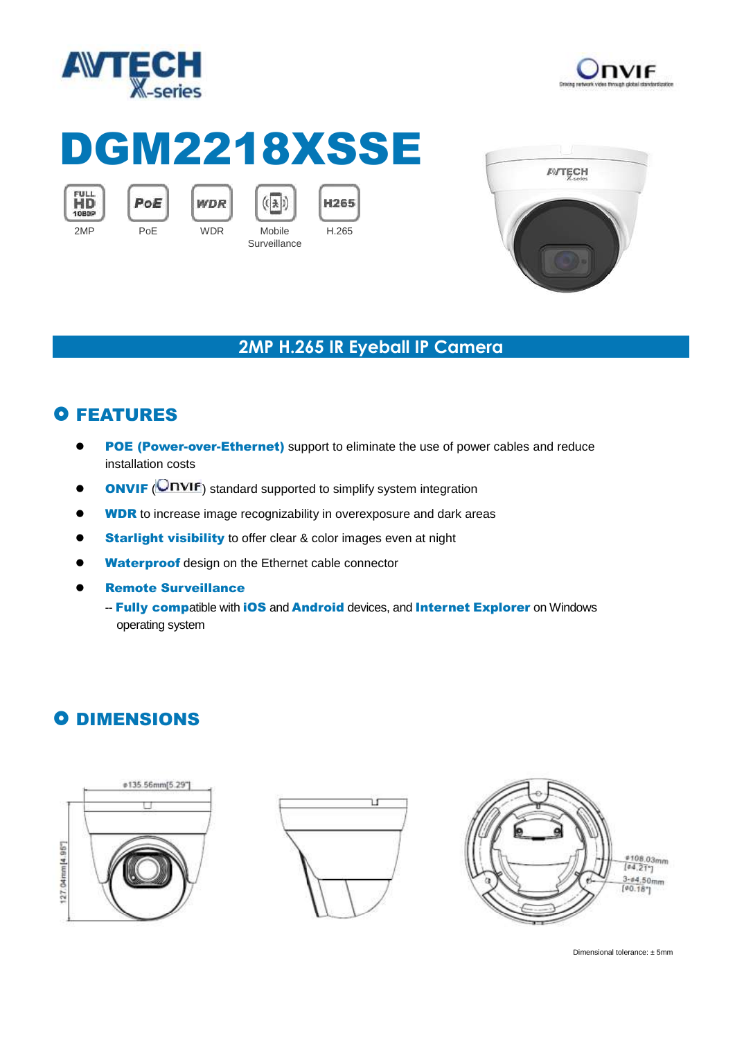# DGM2218XSSE

2MP | PoE | WDR | Mobile Surveillance | H.265

## 2MP H.265 IR Eyeball IP Camera

## FEATURES

- **POE (Power-over-Ethernet)** support to eliminate the use of power cables and reduce installation costs
- **ONVIF** (ONVIF) standard supported to simplify system integration
- **WDR** to increase image recognizability in overexposure and dark areas
- **Starlight visibility** to offer clear & color images even at night
- **Waterproof** design on the Ethernet cable connector
- **Remote Surveillance**
  -- **Fully compa**tible with **iOS** and **Android** devices, and **Internet Explorer** on Windows operating system

## DIMENSIONS

ø135.56mm[5.29"]

127.04mm[4.95"]

ø108.03mm [ø4.21"]

3-ø4.50mm [ø0.18"]

Dimensional tolerance: ± 5mm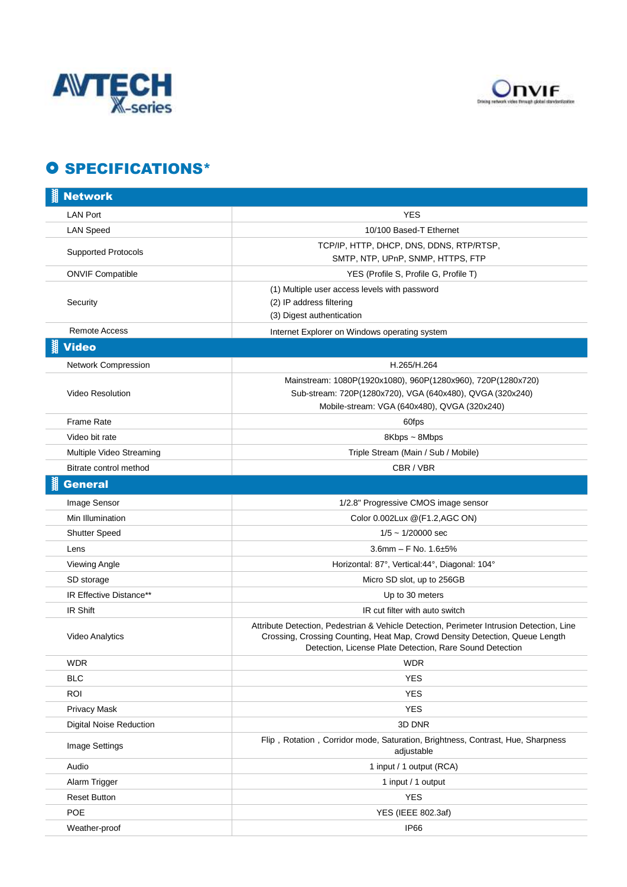## SPECIFICATIONS*

| Network | |
|---|---|
| LAN Port | YES |
| LAN Speed | 10/100 Based-T Ethernet |
| Supported Protocols | TCP/IP, HTTP, DHCP, DNS, DDNS, RTP/RTSP, SMTP, NTP, UPnP, SNMP, HTTPS, FTP |
| ONVIF Compatible | YES (Profile S, Profile G, Profile T) |
| Security | (1) Multiple user access levels with password<br>(2) IP address filtering<br>(3) Digest authentication |
| Remote Access | Internet Explorer on Windows operating system |
| **Video** | |
| Network Compression | H.265/H.264 |
| Video Resolution | Mainstream: 1080P(1920x1080), 960P(1280x960), 720P(1280x720)<br>Sub-stream: 720P(1280x720), VGA (640x480), QVGA (320x240)<br>Mobile-stream: VGA (640x480), QVGA (320x240) |
| Frame Rate | 60fps |
| Video bit rate | 8Kbps ~ 8Mbps |
| Multiple Video Streaming | Triple Stream (Main / Sub / Mobile) |
| Bitrate control method | CBR / VBR |
| **General** | |
| Image Sensor | 1/2.8" Progressive CMOS image sensor |
| Min Illumination | Color 0.002Lux @(F1.2,AGC ON) |
| Shutter Speed | 1/5 ~ 1/20000 sec |
| Lens | 3.6mm – F No. 1.6±5% |
| Viewing Angle | Horizontal: 87°, Vertical:44°, Diagonal: 104° |
| SD storage | Micro SD slot, up to 256GB |
| IR Effective Distance** | Up to 30 meters |
| IR Shift | IR cut filter with auto switch |
| Video Analytics | Attribute Detection, Pedestrian & Vehicle Detection, Perimeter Intrusion Detection, Line Crossing, Crossing Counting, Heat Map, Crowd Density Detection, Queue Length Detection, License Plate Detection, Rare Sound Detection |
| WDR | WDR |
| BLC | YES |
| ROI | YES |
| Privacy Mask | YES |
| Digital Noise Reduction | 3D DNR |
| Image Settings | Flip , Rotation , Corridor mode, Saturation, Brightness, Contrast, Hue, Sharpness adjustable |
| Audio | 1 input / 1 output (RCA) |
| Alarm Trigger | 1 input / 1 output |
| Reset Button | YES |
| POE | YES (IEEE 802.3af) |
| Weather-proof | IP66 |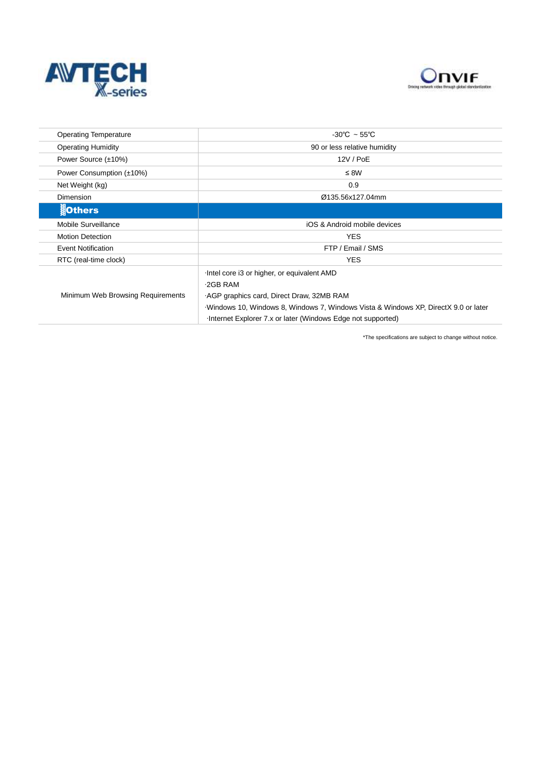| | |
|---|---|
| Operating Temperature | -30℃ ~ 55℃ |
| Operating Humidity | 90 or less relative humidity |
| Power Source (±10%) | 12V / PoE |
| Power Consumption (±10%) | ≤ 8W |
| Net Weight (kg) | 0.9 |
| Dimension | Ø135.56x127.04mm |
| **Others** | |
| Mobile Surveillance | iOS & Android mobile devices |
| Motion Detection | YES |
| Event Notification | FTP / Email / SMS |
| RTC (real-time clock) | YES |
| Minimum Web Browsing Requirements | ·Intel core i3 or higher, or equivalent AMD<br>·2GB RAM<br>·AGP graphics card, Direct Draw, 32MB RAM<br>·Windows 10, Windows 8, Windows 7, Windows Vista & Windows XP, DirectX 9.0 or later<br>·Internet Explorer 7.x or later (Windows Edge not supported) |

*The specifications are subject to change without notice.